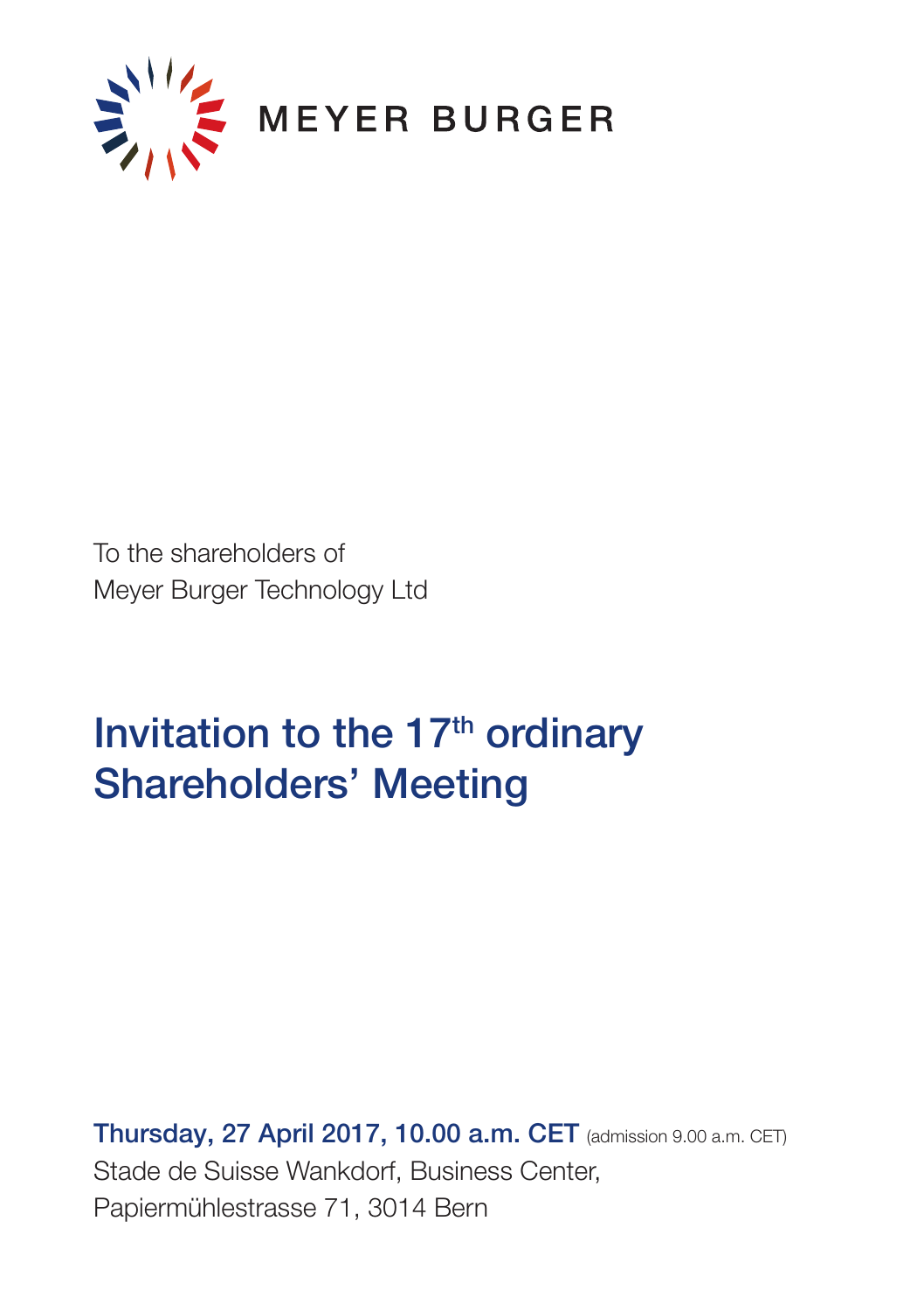MEYER BURGER

To the shareholders of
Meyer Burger Technology Ltd

# Invitation to the 17th ordinary Shareholders' Meeting

**Thursday, 27 April 2017, 10.00 a.m. CET** (admission 9.00 a.m. CET)
Stade de Suisse Wankdorf, Business Center,
Papiermühlestrasse 71, 3014 Bern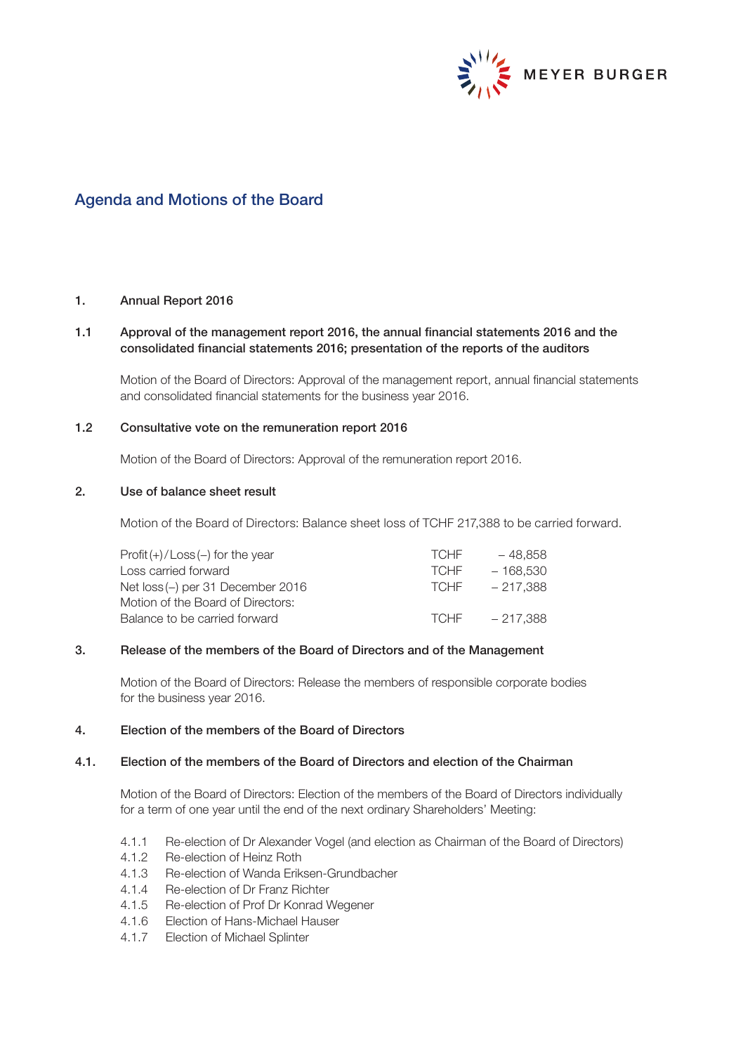## Agenda and Motions of the Board

### 1. Annual Report 2016

#### 1.1 Approval of the management report 2016, the annual financial statements 2016 and the consolidated financial statements 2016; presentation of the reports of the auditors

Motion of the Board of Directors: Approval of the management report, annual financial statements and consolidated financial statements for the business year 2016.

#### 1.2 Consultative vote on the remuneration report 2016

Motion of the Board of Directors: Approval of the remuneration report 2016.

### 2. Use of balance sheet result

Motion of the Board of Directors: Balance sheet loss of TCHF 217,388 to be carried forward.

| | | |
|---|---|---|
| Profit (+) / Loss (–) for the year | TCHF | – 48,858 |
| Loss carried forward | TCHF | – 168,530 |
| Net loss (–) per 31 December 2016 | TCHF | – 217,388 |
| Motion of the Board of Directors: | | |
| Balance to be carried forward | TCHF | – 217,388 |

### 3. Release of the members of the Board of Directors and of the Management

Motion of the Board of Directors: Release the members of responsible corporate bodies for the business year 2016.

### 4. Election of the members of the Board of Directors

#### 4.1. Election of the members of the Board of Directors and election of the Chairman

Motion of the Board of Directors: Election of the members of the Board of Directors individually for a term of one year until the end of the next ordinary Shareholders' Meeting:

- 4.1.1 Re-election of Dr Alexander Vogel (and election as Chairman of the Board of Directors)
- 4.1.2 Re-election of Heinz Roth
- 4.1.3 Re-election of Wanda Eriksen-Grundbacher
- 4.1.4 Re-election of Dr Franz Richter
- 4.1.5 Re-election of Prof Dr Konrad Wegener
- 4.1.6 Election of Hans-Michael Hauser
- 4.1.7 Election of Michael Splinter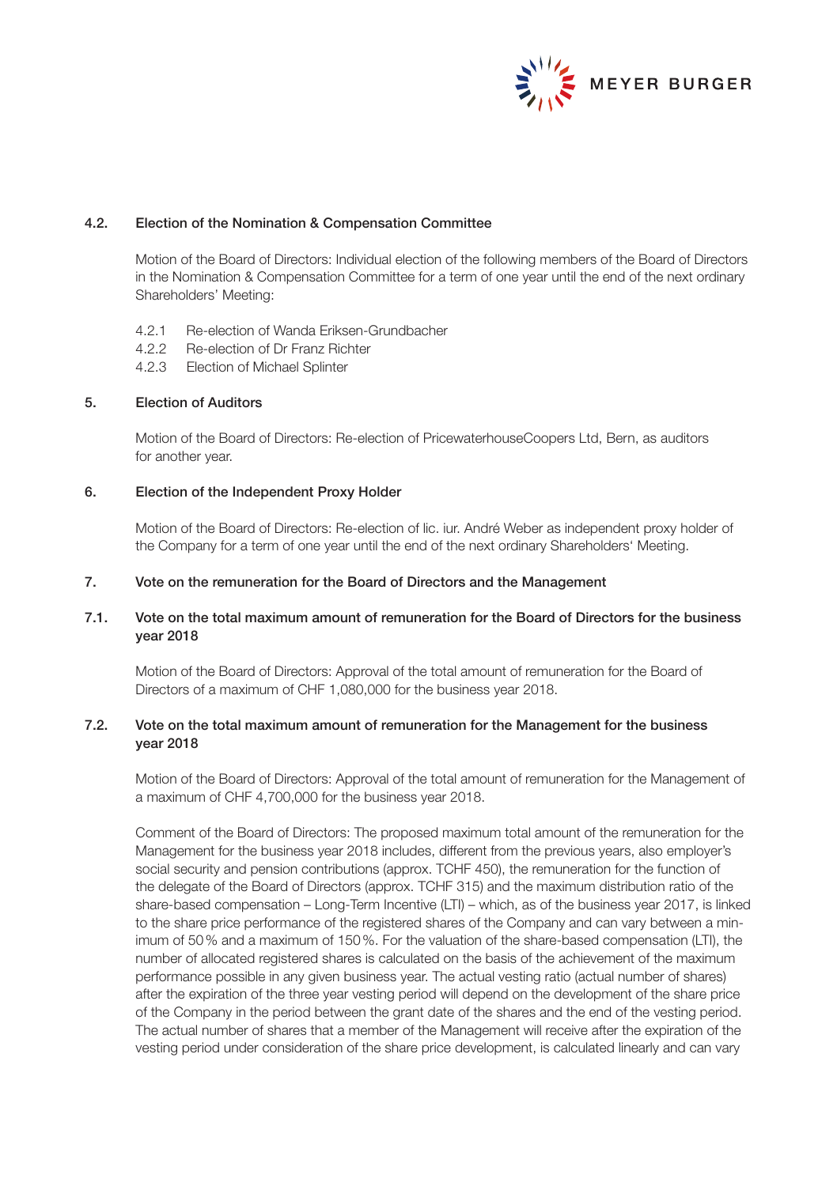### 4.2. Election of the Nomination & Compensation Committee

Motion of the Board of Directors: Individual election of the following members of the Board of Directors in the Nomination & Compensation Committee for a term of one year until the end of the next ordinary Shareholders' Meeting:

4.2.1 Re-election of Wanda Eriksen-Grundbacher
4.2.2 Re-election of Dr Franz Richter
4.2.3 Election of Michael Splinter

### 5. Election of Auditors

Motion of the Board of Directors: Re-election of PricewaterhouseCoopers Ltd, Bern, as auditors for another year.

### 6. Election of the Independent Proxy Holder

Motion of the Board of Directors: Re-election of lic. iur. André Weber as independent proxy holder of the Company for a term of one year until the end of the next ordinary Shareholders' Meeting.

### 7. Vote on the remuneration for the Board of Directors and the Management

### 7.1. Vote on the total maximum amount of remuneration for the Board of Directors for the business year 2018

Motion of the Board of Directors: Approval of the total amount of remuneration for the Board of Directors of a maximum of CHF 1,080,000 for the business year 2018.

### 7.2. Vote on the total maximum amount of remuneration for the Management for the business year 2018

Motion of the Board of Directors: Approval of the total amount of remuneration for the Management of a maximum of CHF 4,700,000 for the business year 2018.

Comment of the Board of Directors: The proposed maximum total amount of the remuneration for the Management for the business year 2018 includes, different from the previous years, also employer's social security and pension contributions (approx. TCHF 450), the remuneration for the function of the delegate of the Board of Directors (approx. TCHF 315) and the maximum distribution ratio of the share-based compensation – Long-Term Incentive (LTI) – which, as of the business year 2017, is linked to the share price performance of the registered shares of the Company and can vary between a minimum of 50 % and a maximum of 150 %. For the valuation of the share-based compensation (LTI), the number of allocated registered shares is calculated on the basis of the achievement of the maximum performance possible in any given business year. The actual vesting ratio (actual number of shares) after the expiration of the three year vesting period will depend on the development of the share price of the Company in the period between the grant date of the shares and the end of the vesting period. The actual number of shares that a member of the Management will receive after the expiration of the vesting period under consideration of the share price development, is calculated linearly and can vary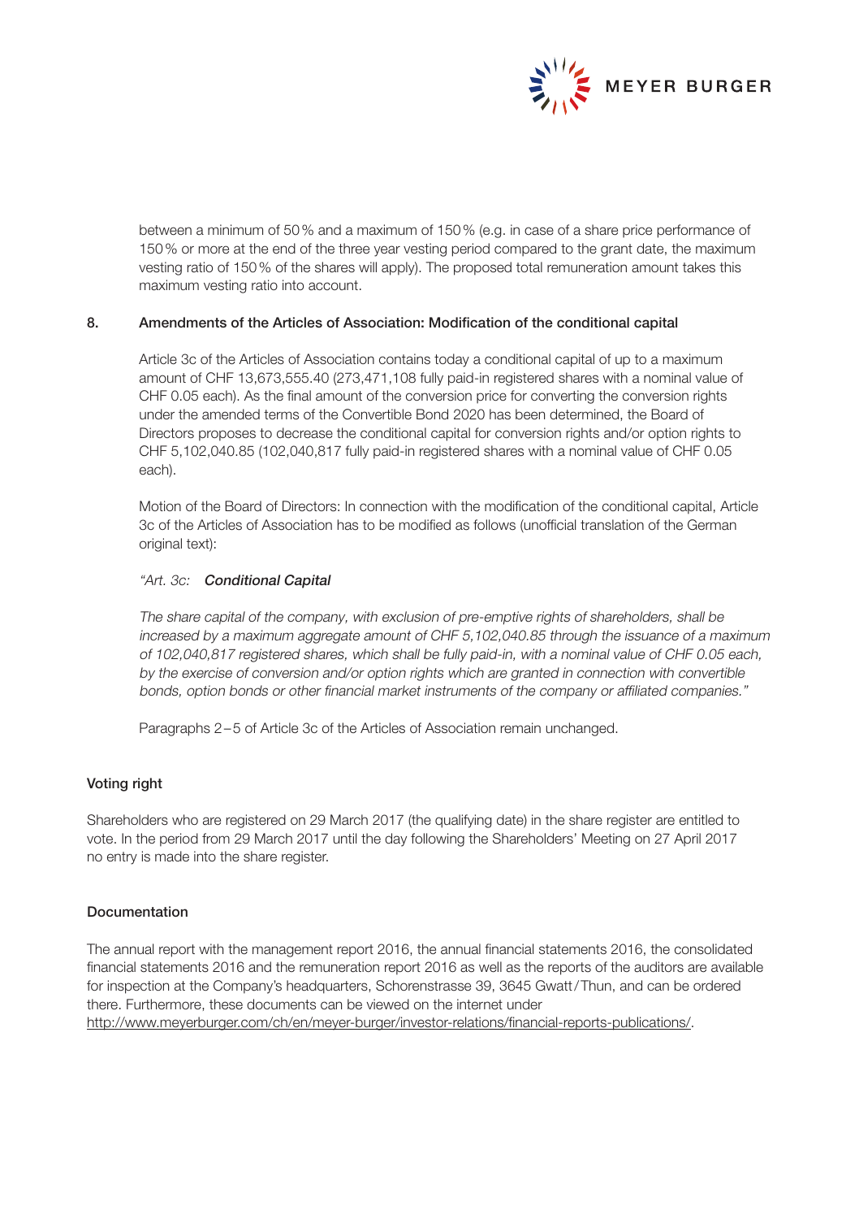between a minimum of 50 % and a maximum of 150 % (e.g. in case of a share price performance of 150 % or more at the end of the three year vesting period compared to the grant date, the maximum vesting ratio of 150 % of the shares will apply). The proposed total remuneration amount takes this maximum vesting ratio into account.

## 8. Amendments of the Articles of Association: Modification of the conditional capital

Article 3c of the Articles of Association contains today a conditional capital of up to a maximum amount of CHF 13,673,555.40 (273,471,108 fully paid-in registered shares with a nominal value of CHF 0.05 each). As the final amount of the conversion price for converting the conversion rights under the amended terms of the Convertible Bond 2020 has been determined, the Board of Directors proposes to decrease the conditional capital for conversion rights and/or option rights to CHF 5,102,040.85 (102,040,817 fully paid-in registered shares with a nominal value of CHF 0.05 each).

Motion of the Board of Directors: In connection with the modification of the conditional capital, Article 3c of the Articles of Association has to be modified as follows (unofficial translation of the German original text):

*"Art. 3c:* ***Conditional Capital***

*The share capital of the company, with exclusion of pre-emptive rights of shareholders, shall be increased by a maximum aggregate amount of CHF 5,102,040.85 through the issuance of a maximum of 102,040,817 registered shares, which shall be fully paid-in, with a nominal value of CHF 0.05 each, by the exercise of conversion and/or option rights which are granted in connection with convertible bonds, option bonds or other financial market instruments of the company or affiliated companies."*

Paragraphs 2–5 of Article 3c of the Articles of Association remain unchanged.

## Voting right

Shareholders who are registered on 29 March 2017 (the qualifying date) in the share register are entitled to vote. In the period from 29 March 2017 until the day following the Shareholders' Meeting on 27 April 2017 no entry is made into the share register.

## Documentation

The annual report with the management report 2016, the annual financial statements 2016, the consolidated financial statements 2016 and the remuneration report 2016 as well as the reports of the auditors are available for inspection at the Company's headquarters, Schorenstrasse 39, 3645 Gwatt / Thun, and can be ordered there. Furthermore, these documents can be viewed on the internet under http://www.meyerburger.com/ch/en/meyer-burger/investor-relations/financial-reports-publications/.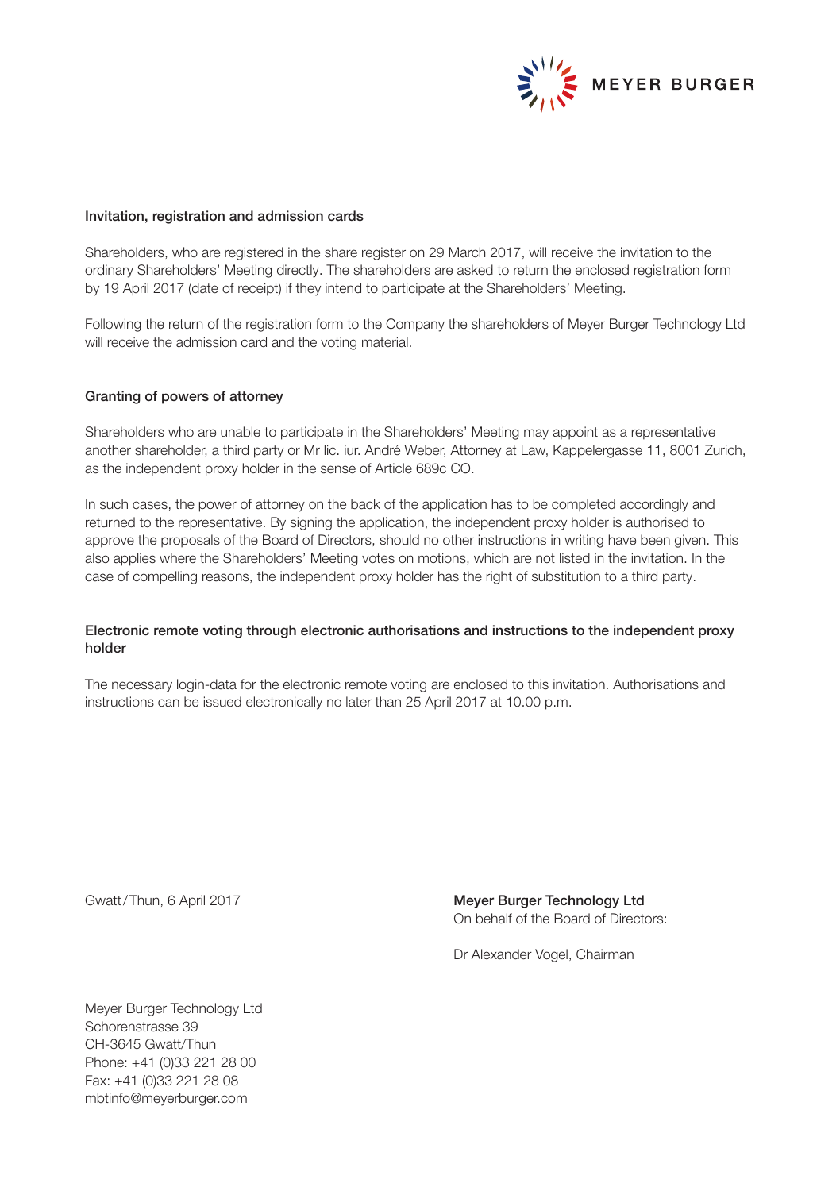### Invitation, registration and admission cards

Shareholders, who are registered in the share register on 29 March 2017, will receive the invitation to the ordinary Shareholders' Meeting directly. The shareholders are asked to return the enclosed registration form by 19 April 2017 (date of receipt) if they intend to participate at the Shareholders' Meeting.

Following the return of the registration form to the Company the shareholders of Meyer Burger Technology Ltd will receive the admission card and the voting material.

### Granting of powers of attorney

Shareholders who are unable to participate in the Shareholders' Meeting may appoint as a representative another shareholder, a third party or Mr lic. iur. André Weber, Attorney at Law, Kappelergasse 11, 8001 Zurich, as the independent proxy holder in the sense of Article 689c CO.

In such cases, the power of attorney on the back of the application has to be completed accordingly and returned to the representative. By signing the application, the independent proxy holder is authorised to approve the proposals of the Board of Directors, should no other instructions in writing have been given. This also applies where the Shareholders' Meeting votes on motions, which are not listed in the invitation. In the case of compelling reasons, the independent proxy holder has the right of substitution to a third party.

### Electronic remote voting through electronic authorisations and instructions to the independent proxy holder

The necessary login-data for the electronic remote voting are enclosed to this invitation. Authorisations and instructions can be issued electronically no later than 25 April 2017 at 10.00 p.m.

Gwatt / Thun, 6 April 2017

**Meyer Burger Technology Ltd**
On behalf of the Board of Directors:

Dr Alexander Vogel, Chairman

Meyer Burger Technology Ltd
Schorenstrasse 39
CH-3645 Gwatt/Thun
Phone: +41 (0)33 221 28 00
Fax: +41 (0)33 221 28 08
mbtinfo@meyerburger.com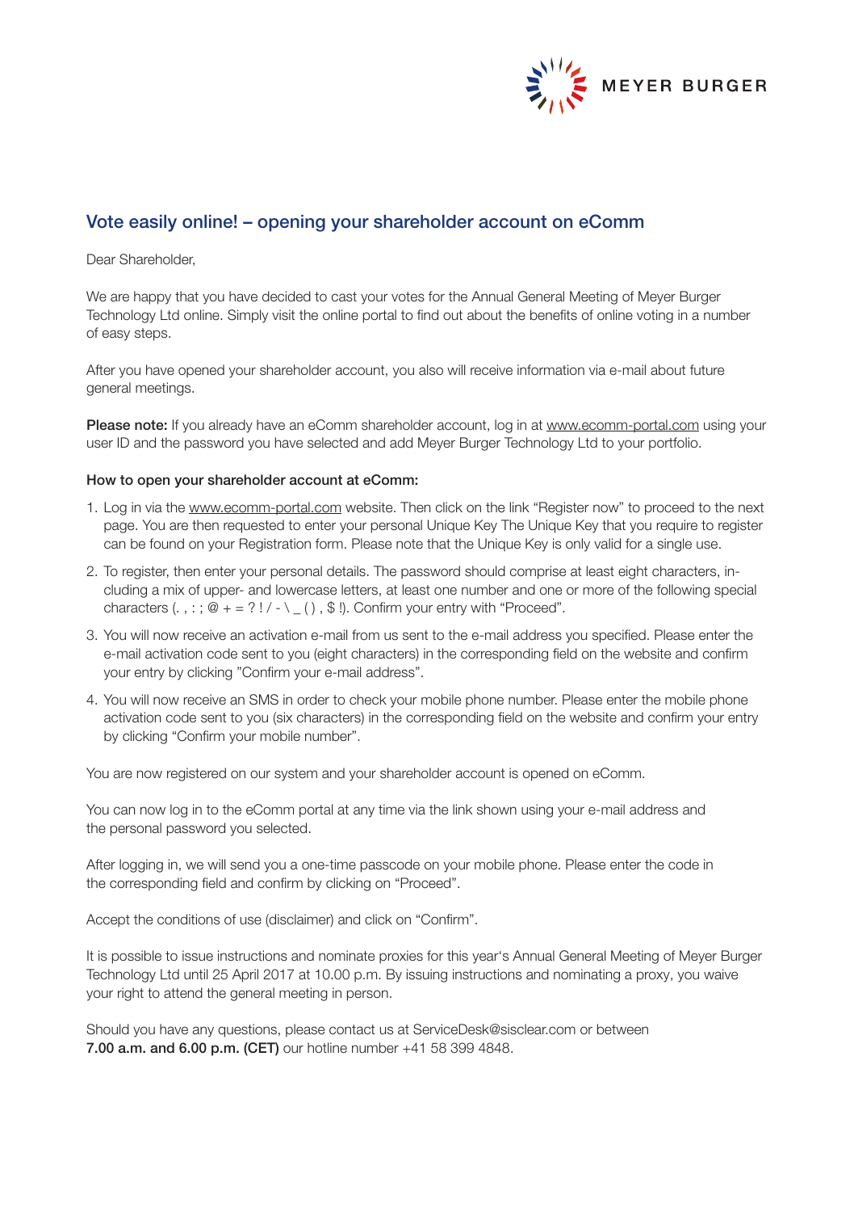MEYER BURGER

## Vote easily online! – opening your shareholder account on eComm

Dear Shareholder,

We are happy that you have decided to cast your votes for the Annual General Meeting of Meyer Burger Technology Ltd online. Simply visit the online portal to find out about the benefits of online voting in a number of easy steps.

After you have opened your shareholder account, you also will receive information via e-mail about future general meetings.

**Please note:** If you already have an eComm shareholder account, log in at www.ecomm-portal.com using your user ID and the password you have selected and add Meyer Burger Technology Ltd to your portfolio.

**How to open your shareholder account at eComm:**

1. Log in via the www.ecomm-portal.com website. Then click on the link "Register now" to proceed to the next page. You are then requested to enter your personal Unique Key The Unique Key that you require to register can be found on your Registration form. Please note that the Unique Key is only valid for a single use.
2. To register, then enter your personal details. The password should comprise at least eight characters, including a mix of upper- and lowercase letters, at least one number and one or more of the following special characters (. , : ; @ + = ? ! / - \ _ ( ) , $ !). Confirm your entry with "Proceed".
3. You will now receive an activation e-mail from us sent to the e-mail address you specified. Please enter the e-mail activation code sent to you (eight characters) in the corresponding field on the website and confirm your entry by clicking "Confirm your e-mail address".
4. You will now receive an SMS in order to check your mobile phone number. Please enter the mobile phone activation code sent to you (six characters) in the corresponding field on the website and confirm your entry by clicking "Confirm your mobile number".

You are now registered on our system and your shareholder account is opened on eComm.

You can now log in to the eComm portal at any time via the link shown using your e-mail address and the personal password you selected.

After logging in, we will send you a one-time passcode on your mobile phone. Please enter the code in the corresponding field and confirm by clicking on "Proceed".

Accept the conditions of use (disclaimer) and click on "Confirm".

It is possible to issue instructions and nominate proxies for this year's Annual General Meeting of Meyer Burger Technology Ltd until 25 April 2017 at 10.00 p.m. By issuing instructions and nominating a proxy, you waive your right to attend the general meeting in person.

Should you have any questions, please contact us at ServiceDesk@sisclear.com or between **7.00 a.m. and 6.00 p.m. (CET)** our hotline number +41 58 399 4848.